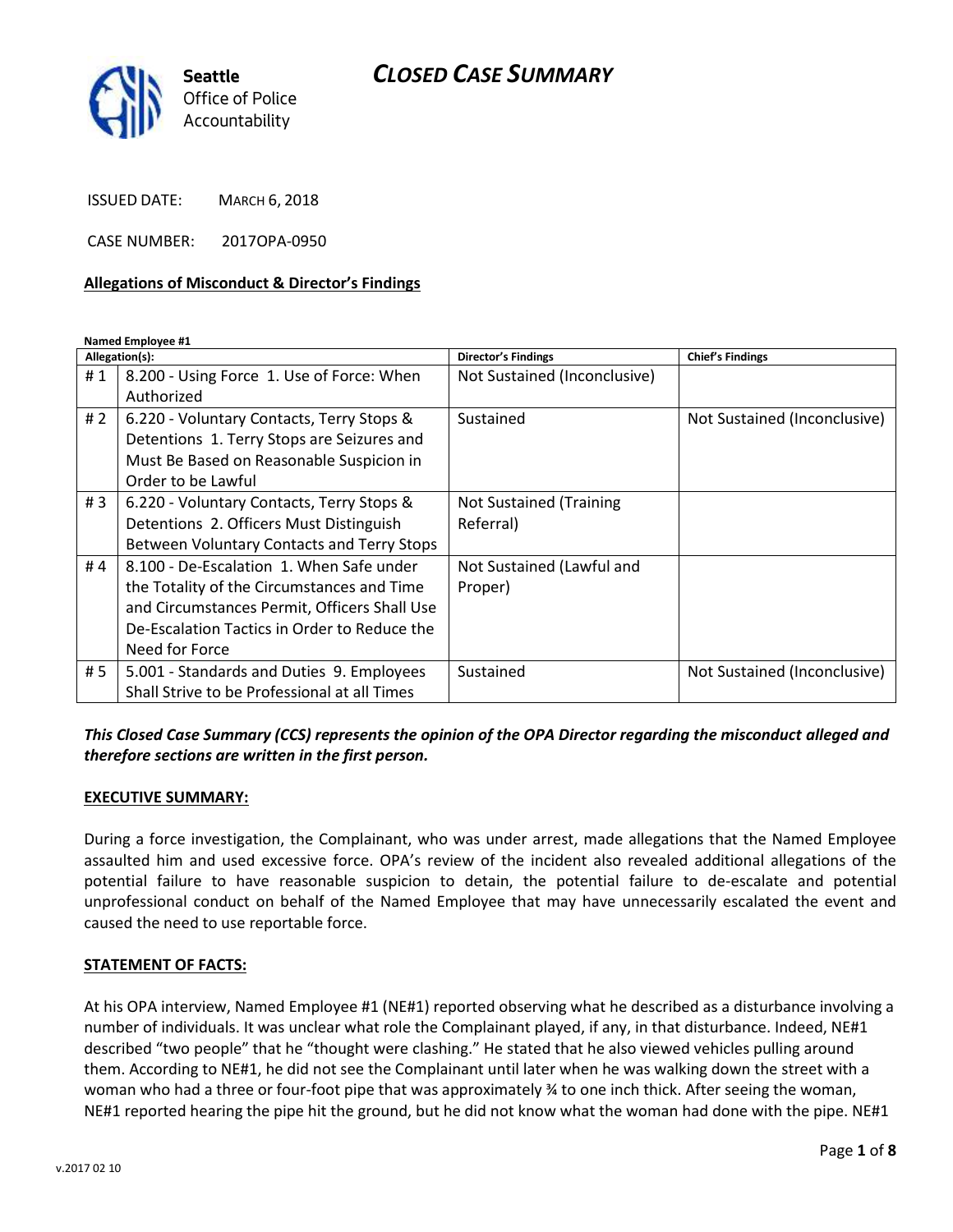Seattle Office of Police Accountability

# CLOSED CASE SUMMARY

ISSUED DATE: MARCH 6, 2018

CASE NUMBER: 2017OPA-0950

## Allegations of Misconduct & Director's Findings

**Named Employee #1**

| Allegation(s): | | Director's Findings | Chief's Findings |
|---|---|---|---|
| # 1 | 8.200 - Using Force 1. Use of Force: When Authorized | Not Sustained (Inconclusive) | |
| # 2 | 6.220 - Voluntary Contacts, Terry Stops & Detentions 1. Terry Stops are Seizures and Must Be Based on Reasonable Suspicion in Order to be Lawful | Sustained | Not Sustained (Inconclusive) |
| # 3 | 6.220 - Voluntary Contacts, Terry Stops & Detentions 2. Officers Must Distinguish Between Voluntary Contacts and Terry Stops | Not Sustained (Training Referral) | |
| # 4 | 8.100 - De-Escalation 1. When Safe under the Totality of the Circumstances and Time and Circumstances Permit, Officers Shall Use De-Escalation Tactics in Order to Reduce the Need for Force | Not Sustained (Lawful and Proper) | |
| # 5 | 5.001 - Standards and Duties 9. Employees Shall Strive to be Professional at all Times | Sustained | Not Sustained (Inconclusive) |

***This Closed Case Summary (CCS) represents the opinion of the OPA Director regarding the misconduct alleged and therefore sections are written in the first person.***

## EXECUTIVE SUMMARY:

During a force investigation, the Complainant, who was under arrest, made allegations that the Named Employee assaulted him and used excessive force. OPA's review of the incident also revealed additional allegations of the potential failure to have reasonable suspicion to detain, the potential failure to de-escalate and potential unprofessional conduct on behalf of the Named Employee that may have unnecessarily escalated the event and caused the need to use reportable force.

## STATEMENT OF FACTS:

At his OPA interview, Named Employee #1 (NE#1) reported observing what he described as a disturbance involving a number of individuals. It was unclear what role the Complainant played, if any, in that disturbance. Indeed, NE#1 described "two people" that he "thought were clashing." He stated that he also viewed vehicles pulling around them. According to NE#1, he did not see the Complainant until later when he was walking down the street with a woman who had a three or four-foot pipe that was approximately ¾ to one inch thick. After seeing the woman, NE#1 reported hearing the pipe hit the ground, but he did not know what the woman had done with the pipe. NE#1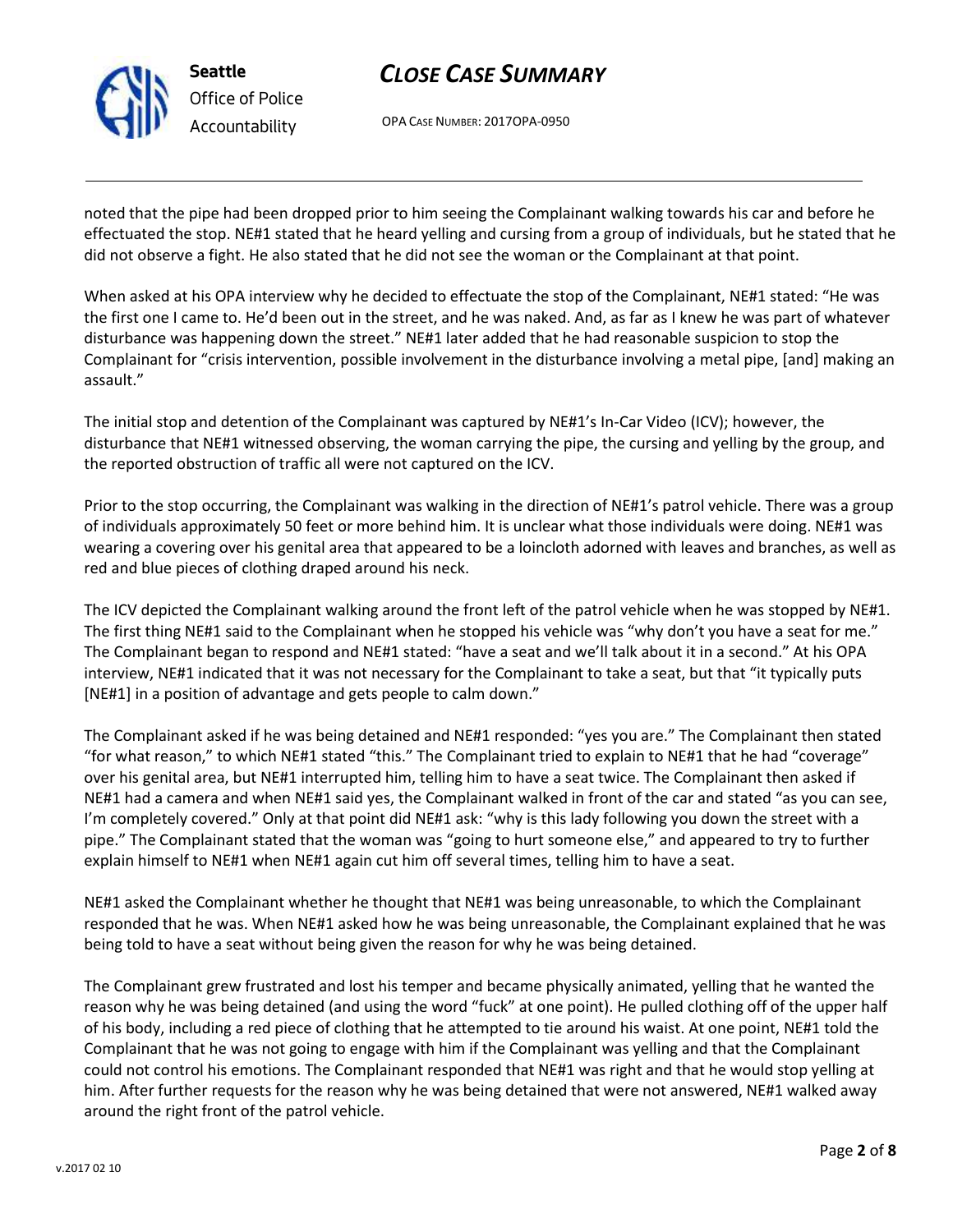noted that the pipe had been dropped prior to him seeing the Complainant walking towards his car and before he effectuated the stop. NE#1 stated that he heard yelling and cursing from a group of individuals, but he stated that he did not observe a fight. He also stated that he did not see the woman or the Complainant at that point.

When asked at his OPA interview why he decided to effectuate the stop of the Complainant, NE#1 stated: "He was the first one I came to. He'd been out in the street, and he was naked. And, as far as I knew he was part of whatever disturbance was happening down the street." NE#1 later added that he had reasonable suspicion to stop the Complainant for "crisis intervention, possible involvement in the disturbance involving a metal pipe, [and] making an assault."

The initial stop and detention of the Complainant was captured by NE#1's In-Car Video (ICV); however, the disturbance that NE#1 witnessed observing, the woman carrying the pipe, the cursing and yelling by the group, and the reported obstruction of traffic all were not captured on the ICV.

Prior to the stop occurring, the Complainant was walking in the direction of NE#1's patrol vehicle. There was a group of individuals approximately 50 feet or more behind him. It is unclear what those individuals were doing. NE#1 was wearing a covering over his genital area that appeared to be a loincloth adorned with leaves and branches, as well as red and blue pieces of clothing draped around his neck.

The ICV depicted the Complainant walking around the front left of the patrol vehicle when he was stopped by NE#1. The first thing NE#1 said to the Complainant when he stopped his vehicle was "why don't you have a seat for me." The Complainant began to respond and NE#1 stated: "have a seat and we'll talk about it in a second." At his OPA interview, NE#1 indicated that it was not necessary for the Complainant to take a seat, but that "it typically puts [NE#1] in a position of advantage and gets people to calm down."

The Complainant asked if he was being detained and NE#1 responded: "yes you are." The Complainant then stated "for what reason," to which NE#1 stated "this." The Complainant tried to explain to NE#1 that he had "coverage" over his genital area, but NE#1 interrupted him, telling him to have a seat twice. The Complainant then asked if NE#1 had a camera and when NE#1 said yes, the Complainant walked in front of the car and stated "as you can see, I'm completely covered." Only at that point did NE#1 ask: "why is this lady following you down the street with a pipe." The Complainant stated that the woman was "going to hurt someone else," and appeared to try to further explain himself to NE#1 when NE#1 again cut him off several times, telling him to have a seat.

NE#1 asked the Complainant whether he thought that NE#1 was being unreasonable, to which the Complainant responded that he was. When NE#1 asked how he was being unreasonable, the Complainant explained that he was being told to have a seat without being given the reason for why he was being detained.

The Complainant grew frustrated and lost his temper and became physically animated, yelling that he wanted the reason why he was being detained (and using the word "fuck" at one point). He pulled clothing off of the upper half of his body, including a red piece of clothing that he attempted to tie around his waist. At one point, NE#1 told the Complainant that he was not going to engage with him if the Complainant was yelling and that the Complainant could not control his emotions. The Complainant responded that NE#1 was right and that he would stop yelling at him. After further requests for the reason why he was being detained that were not answered, NE#1 walked away around the right front of the patrol vehicle.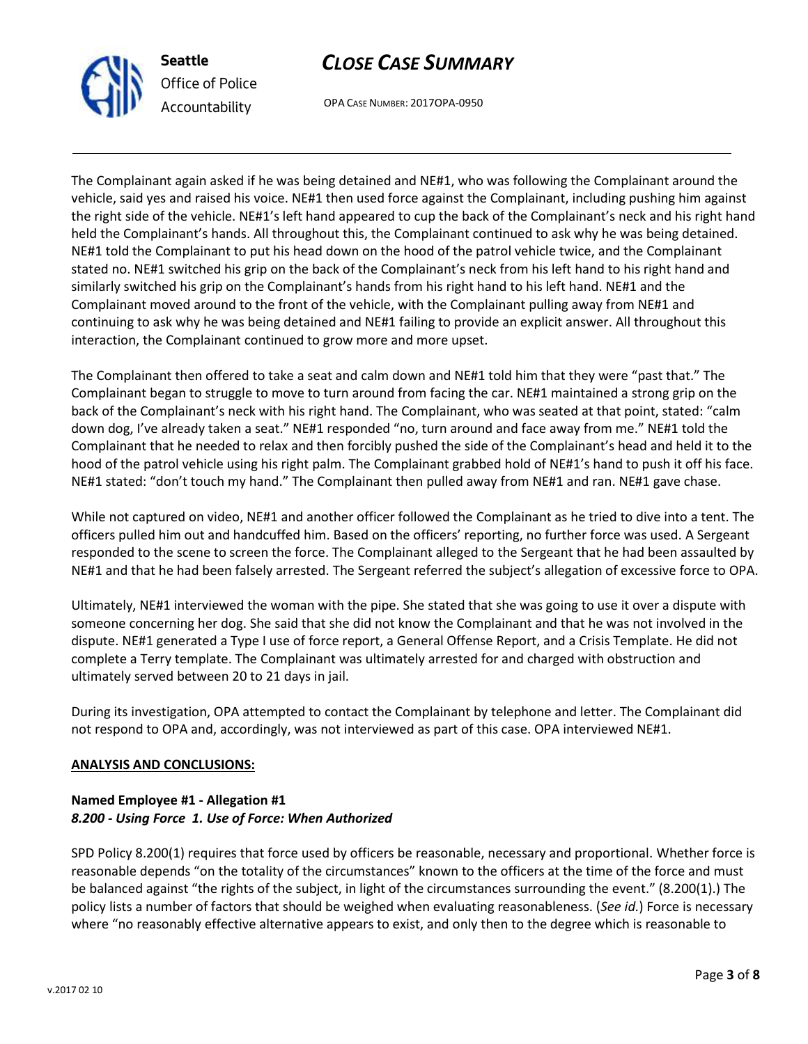The Complainant again asked if he was being detained and NE#1, who was following the Complainant around the vehicle, said yes and raised his voice. NE#1 then used force against the Complainant, including pushing him against the right side of the vehicle. NE#1's left hand appeared to cup the back of the Complainant's neck and his right hand held the Complainant's hands. All throughout this, the Complainant continued to ask why he was being detained. NE#1 told the Complainant to put his head down on the hood of the patrol vehicle twice, and the Complainant stated no. NE#1 switched his grip on the back of the Complainant's neck from his left hand to his right hand and similarly switched his grip on the Complainant's hands from his right hand to his left hand. NE#1 and the Complainant moved around to the front of the vehicle, with the Complainant pulling away from NE#1 and continuing to ask why he was being detained and NE#1 failing to provide an explicit answer. All throughout this interaction, the Complainant continued to grow more and more upset.

The Complainant then offered to take a seat and calm down and NE#1 told him that they were "past that." The Complainant began to struggle to move to turn around from facing the car. NE#1 maintained a strong grip on the back of the Complainant's neck with his right hand. The Complainant, who was seated at that point, stated: "calm down dog, I've already taken a seat." NE#1 responded "no, turn around and face away from me." NE#1 told the Complainant that he needed to relax and then forcibly pushed the side of the Complainant's head and held it to the hood of the patrol vehicle using his right palm. The Complainant grabbed hold of NE#1's hand to push it off his face. NE#1 stated: "don't touch my hand." The Complainant then pulled away from NE#1 and ran. NE#1 gave chase.

While not captured on video, NE#1 and another officer followed the Complainant as he tried to dive into a tent. The officers pulled him out and handcuffed him. Based on the officers' reporting, no further force was used. A Sergeant responded to the scene to screen the force. The Complainant alleged to the Sergeant that he had been assaulted by NE#1 and that he had been falsely arrested. The Sergeant referred the subject's allegation of excessive force to OPA.

Ultimately, NE#1 interviewed the woman with the pipe. She stated that she was going to use it over a dispute with someone concerning her dog. She said that she did not know the Complainant and that he was not involved in the dispute. NE#1 generated a Type I use of force report, a General Offense Report, and a Crisis Template. He did not complete a Terry template. The Complainant was ultimately arrested for and charged with obstruction and ultimately served between 20 to 21 days in jail.

During its investigation, OPA attempted to contact the Complainant by telephone and letter. The Complainant did not respond to OPA and, accordingly, was not interviewed as part of this case. OPA interviewed NE#1.

**ANALYSIS AND CONCLUSIONS:**

**Named Employee #1 - Allegation #1**
***8.200 - Using Force 1. Use of Force: When Authorized***

SPD Policy 8.200(1) requires that force used by officers be reasonable, necessary and proportional. Whether force is reasonable depends "on the totality of the circumstances" known to the officers at the time of the force and must be balanced against "the rights of the subject, in light of the circumstances surrounding the event." (8.200(1).) The policy lists a number of factors that should be weighed when evaluating reasonableness. (*See id.*) Force is necessary where "no reasonably effective alternative appears to exist, and only then to the degree which is reasonable to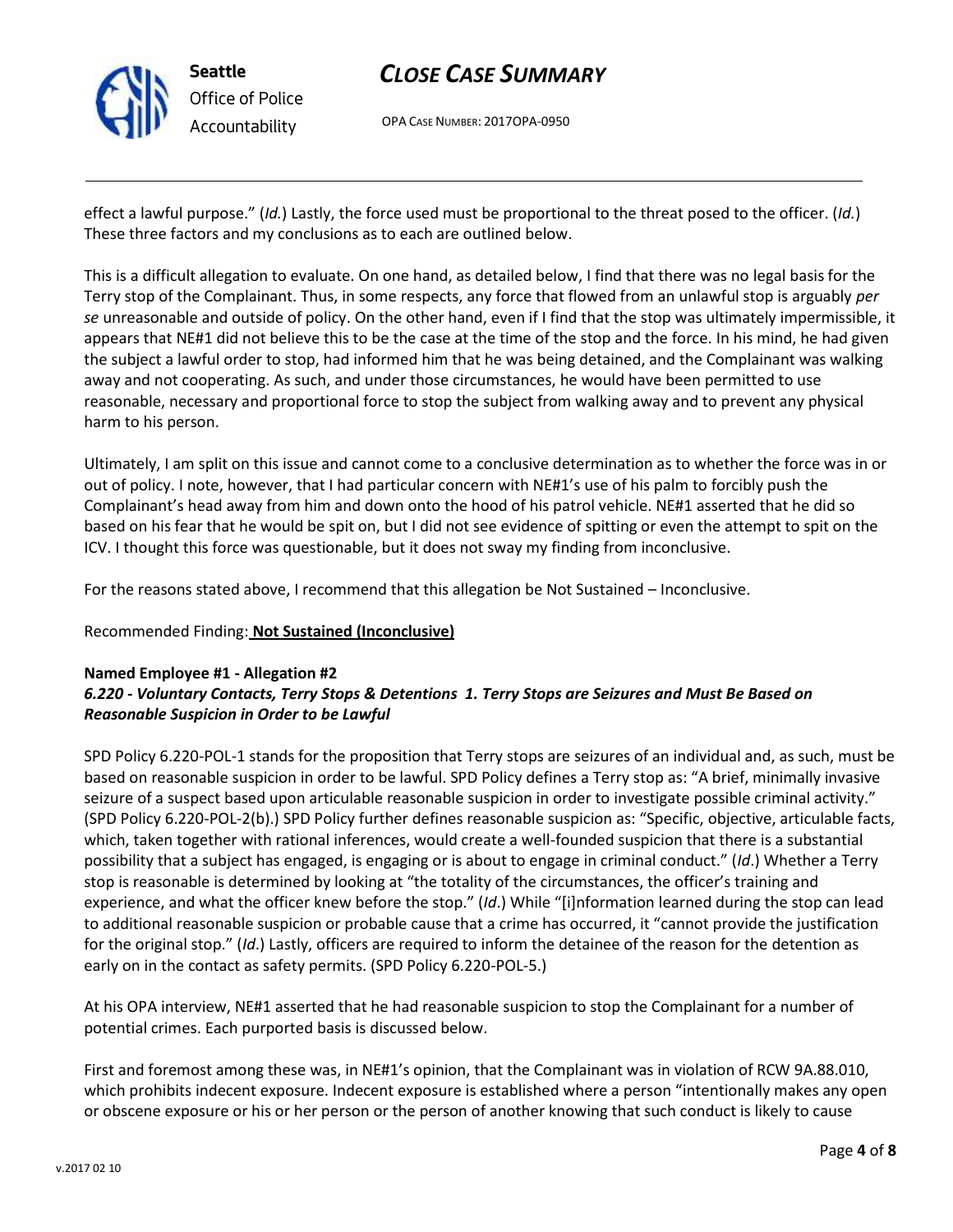effect a lawful purpose." (*Id.*) Lastly, the force used must be proportional to the threat posed to the officer. (*Id.*) These three factors and my conclusions as to each are outlined below.

This is a difficult allegation to evaluate. On one hand, as detailed below, I find that there was no legal basis for the Terry stop of the Complainant. Thus, in some respects, any force that flowed from an unlawful stop is arguably *per se* unreasonable and outside of policy. On the other hand, even if I find that the stop was ultimately impermissible, it appears that NE#1 did not believe this to be the case at the time of the stop and the force. In his mind, he had given the subject a lawful order to stop, had informed him that he was being detained, and the Complainant was walking away and not cooperating. As such, and under those circumstances, he would have been permitted to use reasonable, necessary and proportional force to stop the subject from walking away and to prevent any physical harm to his person.

Ultimately, I am split on this issue and cannot come to a conclusive determination as to whether the force was in or out of policy. I note, however, that I had particular concern with NE#1's use of his palm to forcibly push the Complainant's head away from him and down onto the hood of his patrol vehicle. NE#1 asserted that he did so based on his fear that he would be spit on, but I did not see evidence of spitting or even the attempt to spit on the ICV. I thought this force was questionable, but it does not sway my finding from inconclusive.

For the reasons stated above, I recommend that this allegation be Not Sustained – Inconclusive.

Recommended Finding: **Not Sustained (Inconclusive)**

**Named Employee #1 - Allegation #2**
***6.220 - Voluntary Contacts, Terry Stops & Detentions 1. Terry Stops are Seizures and Must Be Based on Reasonable Suspicion in Order to be Lawful***

SPD Policy 6.220-POL-1 stands for the proposition that Terry stops are seizures of an individual and, as such, must be based on reasonable suspicion in order to be lawful. SPD Policy defines a Terry stop as: "A brief, minimally invasive seizure of a suspect based upon articulable reasonable suspicion in order to investigate possible criminal activity." (SPD Policy 6.220-POL-2(b).) SPD Policy further defines reasonable suspicion as: "Specific, objective, articulable facts, which, taken together with rational inferences, would create a well-founded suspicion that there is a substantial possibility that a subject has engaged, is engaging or is about to engage in criminal conduct." (*Id*.) Whether a Terry stop is reasonable is determined by looking at "the totality of the circumstances, the officer's training and experience, and what the officer knew before the stop." (*Id*.) While "[i]nformation learned during the stop can lead to additional reasonable suspicion or probable cause that a crime has occurred, it "cannot provide the justification for the original stop." (*Id*.) Lastly, officers are required to inform the detainee of the reason for the detention as early on in the contact as safety permits. (SPD Policy 6.220-POL-5.)

At his OPA interview, NE#1 asserted that he had reasonable suspicion to stop the Complainant for a number of potential crimes. Each purported basis is discussed below.

First and foremost among these was, in NE#1's opinion, that the Complainant was in violation of RCW 9A.88.010, which prohibits indecent exposure. Indecent exposure is established where a person "intentionally makes any open or obscene exposure or his or her person or the person of another knowing that such conduct is likely to cause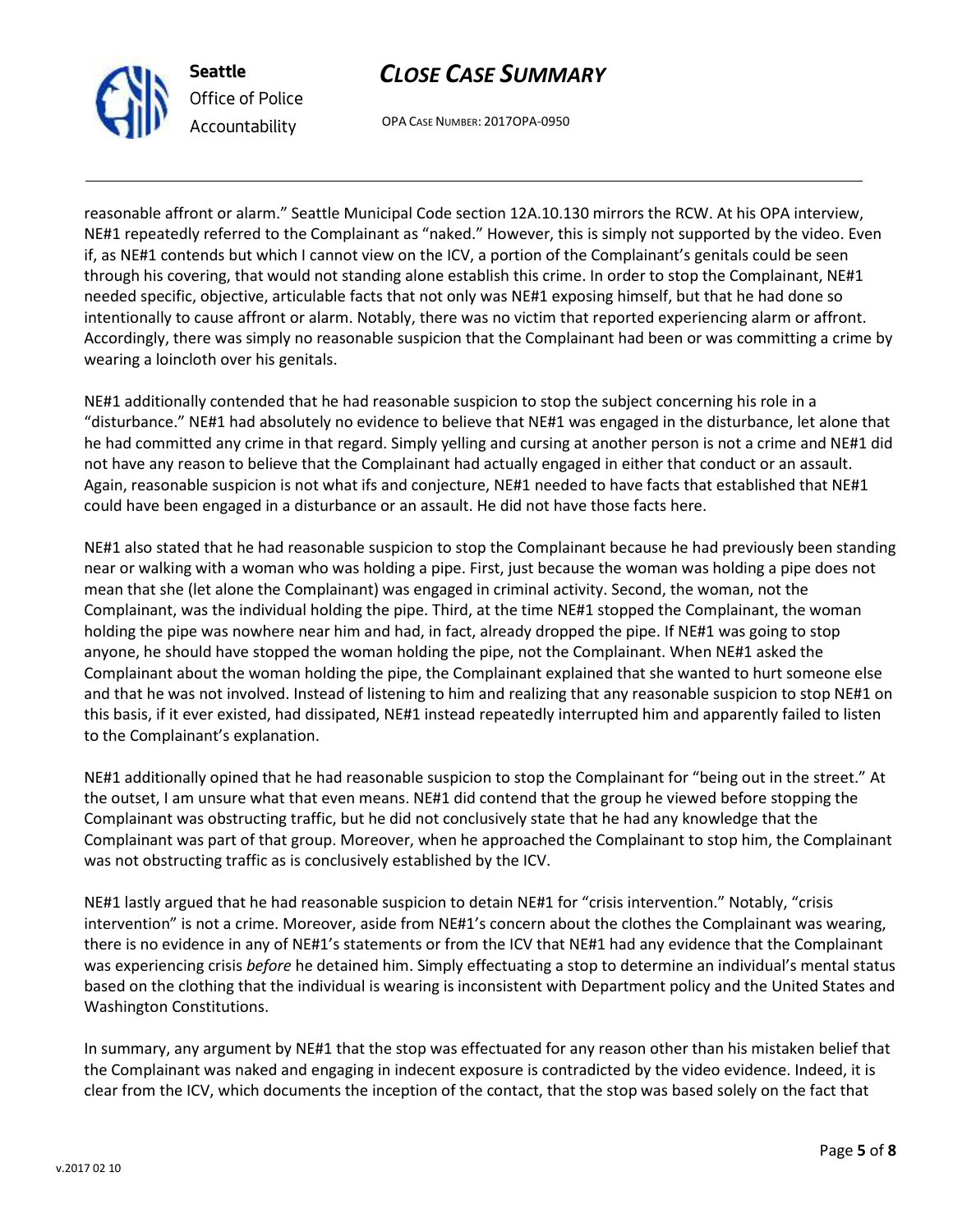reasonable affront or alarm." Seattle Municipal Code section 12A.10.130 mirrors the RCW. At his OPA interview, NE#1 repeatedly referred to the Complainant as "naked." However, this is simply not supported by the video. Even if, as NE#1 contends but which I cannot view on the ICV, a portion of the Complainant's genitals could be seen through his covering, that would not standing alone establish this crime. In order to stop the Complainant, NE#1 needed specific, objective, articulable facts that not only was NE#1 exposing himself, but that he had done so intentionally to cause affront or alarm. Notably, there was no victim that reported experiencing alarm or affront. Accordingly, there was simply no reasonable suspicion that the Complainant had been or was committing a crime by wearing a loincloth over his genitals.

NE#1 additionally contended that he had reasonable suspicion to stop the subject concerning his role in a "disturbance." NE#1 had absolutely no evidence to believe that NE#1 was engaged in the disturbance, let alone that he had committed any crime in that regard. Simply yelling and cursing at another person is not a crime and NE#1 did not have any reason to believe that the Complainant had actually engaged in either that conduct or an assault. Again, reasonable suspicion is not what ifs and conjecture, NE#1 needed to have facts that established that NE#1 could have been engaged in a disturbance or an assault. He did not have those facts here.

NE#1 also stated that he had reasonable suspicion to stop the Complainant because he had previously been standing near or walking with a woman who was holding a pipe. First, just because the woman was holding a pipe does not mean that she (let alone the Complainant) was engaged in criminal activity. Second, the woman, not the Complainant, was the individual holding the pipe. Third, at the time NE#1 stopped the Complainant, the woman holding the pipe was nowhere near him and had, in fact, already dropped the pipe. If NE#1 was going to stop anyone, he should have stopped the woman holding the pipe, not the Complainant. When NE#1 asked the Complainant about the woman holding the pipe, the Complainant explained that she wanted to hurt someone else and that he was not involved. Instead of listening to him and realizing that any reasonable suspicion to stop NE#1 on this basis, if it ever existed, had dissipated, NE#1 instead repeatedly interrupted him and apparently failed to listen to the Complainant's explanation.

NE#1 additionally opined that he had reasonable suspicion to stop the Complainant for "being out in the street." At the outset, I am unsure what that even means. NE#1 did contend that the group he viewed before stopping the Complainant was obstructing traffic, but he did not conclusively state that he had any knowledge that the Complainant was part of that group. Moreover, when he approached the Complainant to stop him, the Complainant was not obstructing traffic as is conclusively established by the ICV.

NE#1 lastly argued that he had reasonable suspicion to detain NE#1 for "crisis intervention." Notably, "crisis intervention" is not a crime. Moreover, aside from NE#1's concern about the clothes the Complainant was wearing, there is no evidence in any of NE#1's statements or from the ICV that NE#1 had any evidence that the Complainant was experiencing crisis *before* he detained him. Simply effectuating a stop to determine an individual's mental status based on the clothing that the individual is wearing is inconsistent with Department policy and the United States and Washington Constitutions.

In summary, any argument by NE#1 that the stop was effectuated for any reason other than his mistaken belief that the Complainant was naked and engaging in indecent exposure is contradicted by the video evidence. Indeed, it is clear from the ICV, which documents the inception of the contact, that the stop was based solely on the fact that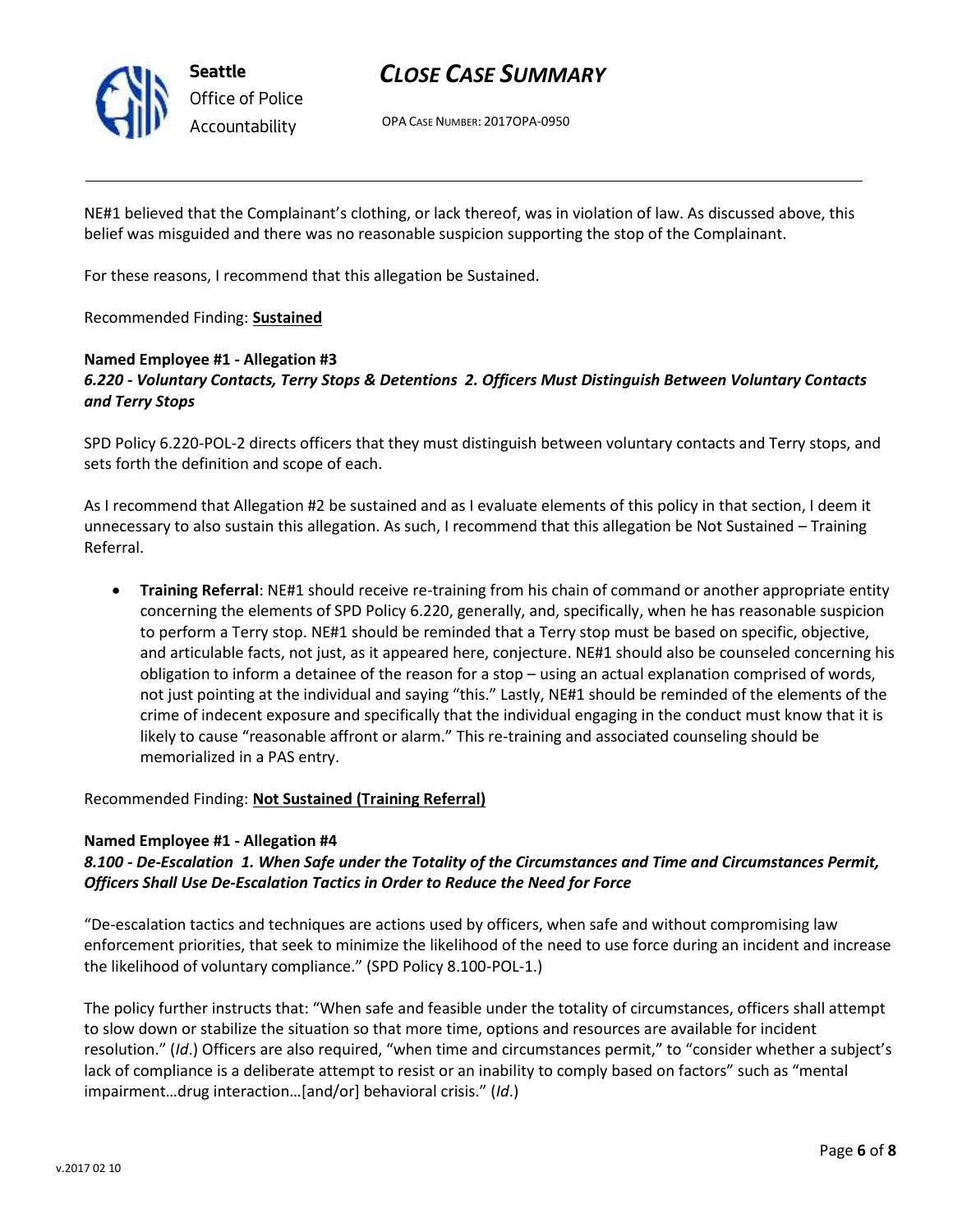NE#1 believed that the Complainant's clothing, or lack thereof, was in violation of law. As discussed above, this belief was misguided and there was no reasonable suspicion supporting the stop of the Complainant.

For these reasons, I recommend that this allegation be Sustained.

Recommended Finding: **Sustained**

**Named Employee #1 - Allegation #3**
***6.220 - Voluntary Contacts, Terry Stops & Detentions 2. Officers Must Distinguish Between Voluntary Contacts and Terry Stops***

SPD Policy 6.220-POL-2 directs officers that they must distinguish between voluntary contacts and Terry stops, and sets forth the definition and scope of each.

As I recommend that Allegation #2 be sustained and as I evaluate elements of this policy in that section, I deem it unnecessary to also sustain this allegation. As such, I recommend that this allegation be Not Sustained – Training Referral.

- **Training Referral**: NE#1 should receive re-training from his chain of command or another appropriate entity concerning the elements of SPD Policy 6.220, generally, and, specifically, when he has reasonable suspicion to perform a Terry stop. NE#1 should be reminded that a Terry stop must be based on specific, objective, and articulable facts, not just, as it appeared here, conjecture. NE#1 should also be counseled concerning his obligation to inform a detainee of the reason for a stop – using an actual explanation comprised of words, not just pointing at the individual and saying "this." Lastly, NE#1 should be reminded of the elements of the crime of indecent exposure and specifically that the individual engaging in the conduct must know that it is likely to cause "reasonable affront or alarm." This re-training and associated counseling should be memorialized in a PAS entry.

Recommended Finding: **Not Sustained (Training Referral)**

**Named Employee #1 - Allegation #4**
***8.100 - De-Escalation 1. When Safe under the Totality of the Circumstances and Time and Circumstances Permit, Officers Shall Use De-Escalation Tactics in Order to Reduce the Need for Force***

"De-escalation tactics and techniques are actions used by officers, when safe and without compromising law enforcement priorities, that seek to minimize the likelihood of the need to use force during an incident and increase the likelihood of voluntary compliance." (SPD Policy 8.100-POL-1.)

The policy further instructs that: "When safe and feasible under the totality of circumstances, officers shall attempt to slow down or stabilize the situation so that more time, options and resources are available for incident resolution." (*Id*.) Officers are also required, "when time and circumstances permit," to "consider whether a subject's lack of compliance is a deliberate attempt to resist or an inability to comply based on factors" such as "mental impairment…drug interaction…[and/or] behavioral crisis." (*Id*.)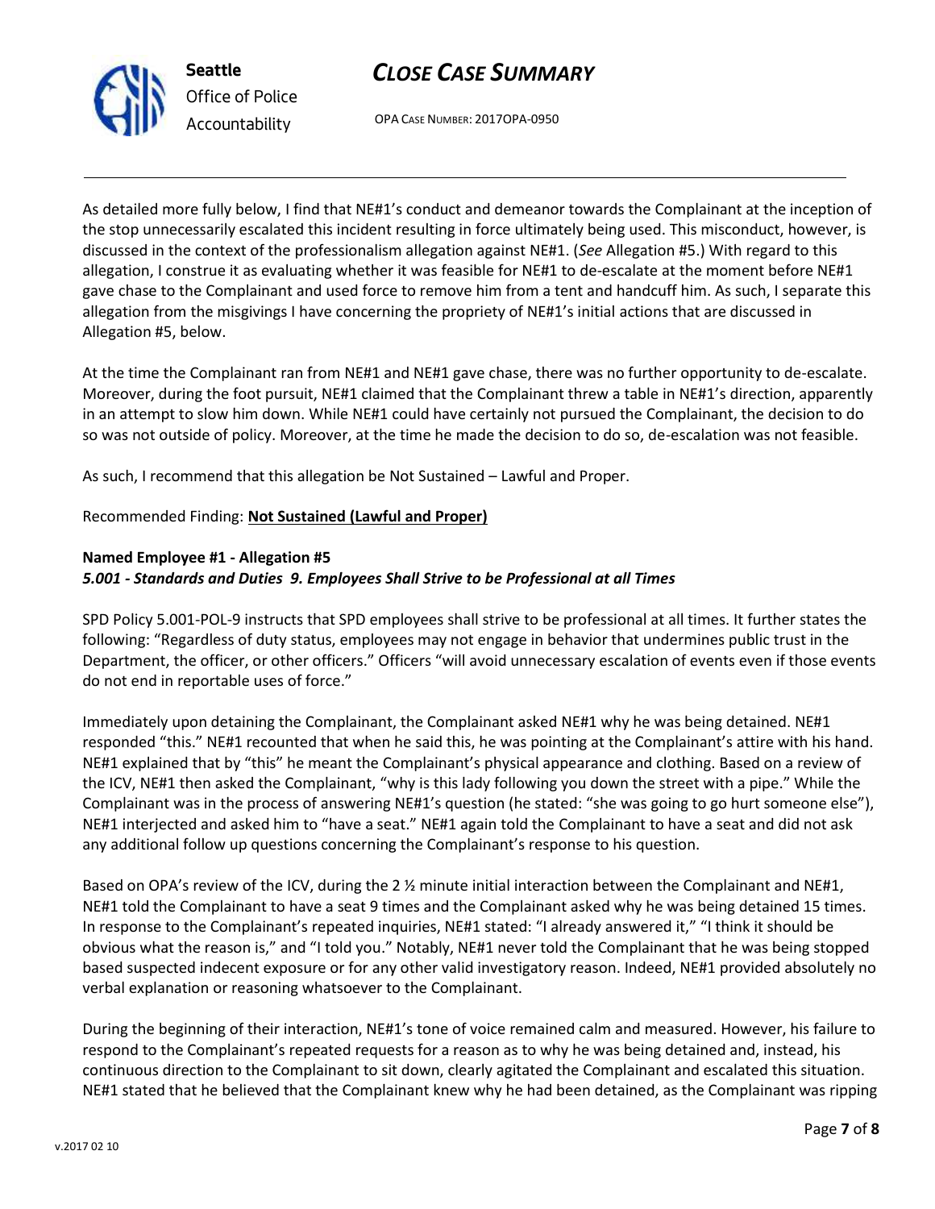As detailed more fully below, I find that NE#1's conduct and demeanor towards the Complainant at the inception of the stop unnecessarily escalated this incident resulting in force ultimately being used. This misconduct, however, is discussed in the context of the professionalism allegation against NE#1. (*See* Allegation #5.) With regard to this allegation, I construe it as evaluating whether it was feasible for NE#1 to de-escalate at the moment before NE#1 gave chase to the Complainant and used force to remove him from a tent and handcuff him. As such, I separate this allegation from the misgivings I have concerning the propriety of NE#1's initial actions that are discussed in Allegation #5, below.

At the time the Complainant ran from NE#1 and NE#1 gave chase, there was no further opportunity to de-escalate. Moreover, during the foot pursuit, NE#1 claimed that the Complainant threw a table in NE#1's direction, apparently in an attempt to slow him down. While NE#1 could have certainly not pursued the Complainant, the decision to do so was not outside of policy. Moreover, at the time he made the decision to do so, de-escalation was not feasible.

As such, I recommend that this allegation be Not Sustained – Lawful and Proper.

Recommended Finding: **Not Sustained (Lawful and Proper)**

**Named Employee #1 - Allegation #5**
***5.001 - Standards and Duties 9. Employees Shall Strive to be Professional at all Times***

SPD Policy 5.001-POL-9 instructs that SPD employees shall strive to be professional at all times. It further states the following: "Regardless of duty status, employees may not engage in behavior that undermines public trust in the Department, the officer, or other officers." Officers "will avoid unnecessary escalation of events even if those events do not end in reportable uses of force."

Immediately upon detaining the Complainant, the Complainant asked NE#1 why he was being detained. NE#1 responded "this." NE#1 recounted that when he said this, he was pointing at the Complainant's attire with his hand. NE#1 explained that by "this" he meant the Complainant's physical appearance and clothing. Based on a review of the ICV, NE#1 then asked the Complainant, "why is this lady following you down the street with a pipe." While the Complainant was in the process of answering NE#1's question (he stated: "she was going to go hurt someone else"), NE#1 interjected and asked him to "have a seat." NE#1 again told the Complainant to have a seat and did not ask any additional follow up questions concerning the Complainant's response to his question.

Based on OPA's review of the ICV, during the 2 ½ minute initial interaction between the Complainant and NE#1, NE#1 told the Complainant to have a seat 9 times and the Complainant asked why he was being detained 15 times. In response to the Complainant's repeated inquiries, NE#1 stated: "I already answered it," "I think it should be obvious what the reason is," and "I told you." Notably, NE#1 never told the Complainant that he was being stopped based suspected indecent exposure or for any other valid investigatory reason. Indeed, NE#1 provided absolutely no verbal explanation or reasoning whatsoever to the Complainant.

During the beginning of their interaction, NE#1's tone of voice remained calm and measured. However, his failure to respond to the Complainant's repeated requests for a reason as to why he was being detained and, instead, his continuous direction to the Complainant to sit down, clearly agitated the Complainant and escalated this situation. NE#1 stated that he believed that the Complainant knew why he had been detained, as the Complainant was ripping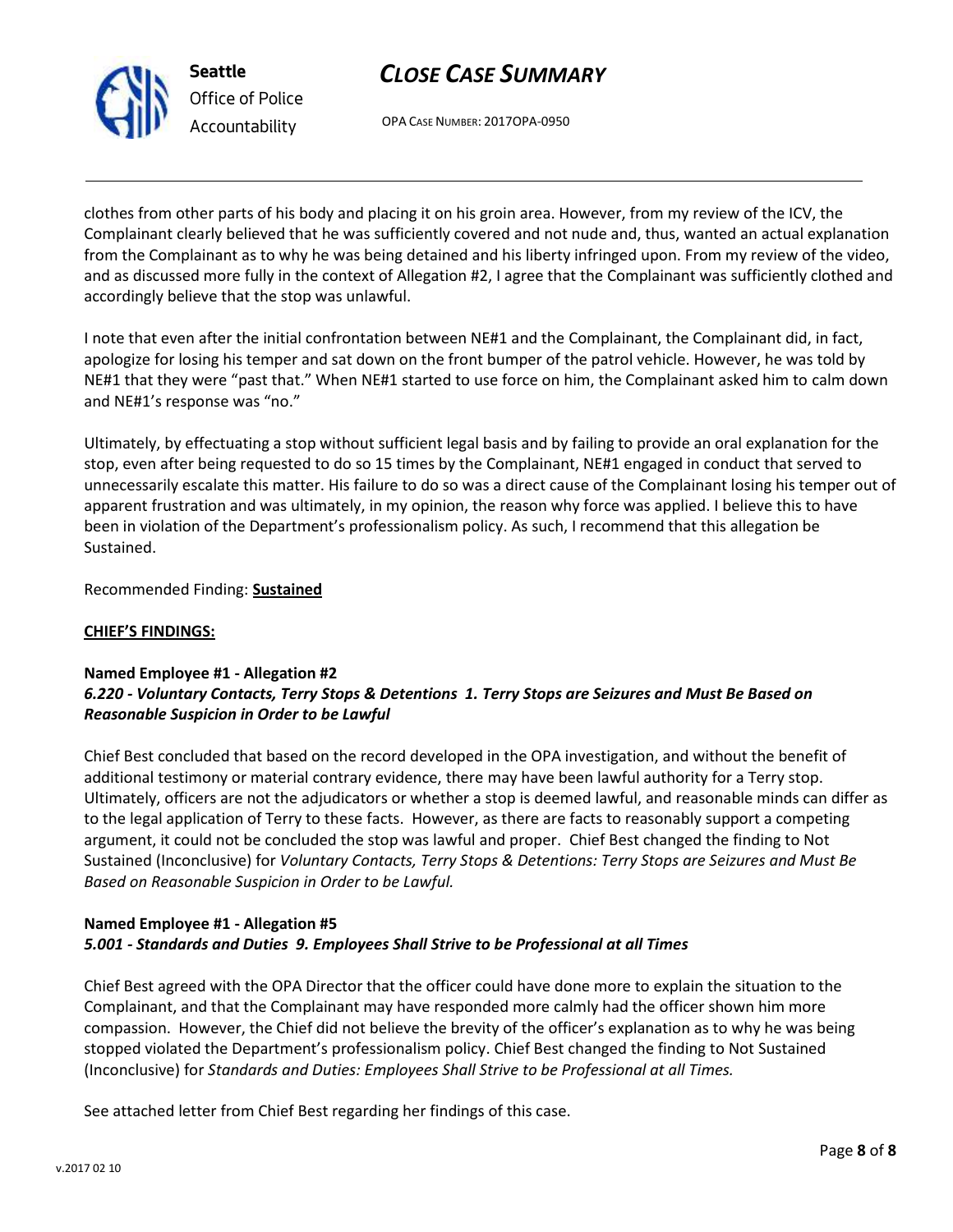clothes from other parts of his body and placing it on his groin area. However, from my review of the ICV, the Complainant clearly believed that he was sufficiently covered and not nude and, thus, wanted an actual explanation from the Complainant as to why he was being detained and his liberty infringed upon. From my review of the video, and as discussed more fully in the context of Allegation #2, I agree that the Complainant was sufficiently clothed and accordingly believe that the stop was unlawful.

I note that even after the initial confrontation between NE#1 and the Complainant, the Complainant did, in fact, apologize for losing his temper and sat down on the front bumper of the patrol vehicle. However, he was told by NE#1 that they were "past that." When NE#1 started to use force on him, the Complainant asked him to calm down and NE#1's response was "no."

Ultimately, by effectuating a stop without sufficient legal basis and by failing to provide an oral explanation for the stop, even after being requested to do so 15 times by the Complainant, NE#1 engaged in conduct that served to unnecessarily escalate this matter. His failure to do so was a direct cause of the Complainant losing his temper out of apparent frustration and was ultimately, in my opinion, the reason why force was applied. I believe this to have been in violation of the Department's professionalism policy. As such, I recommend that this allegation be Sustained.

Recommended Finding: **Sustained**

**CHIEF'S FINDINGS:**

**Named Employee #1 - Allegation #2**
***6.220 - Voluntary Contacts, Terry Stops & Detentions 1. Terry Stops are Seizures and Must Be Based on Reasonable Suspicion in Order to be Lawful***

Chief Best concluded that based on the record developed in the OPA investigation, and without the benefit of additional testimony or material contrary evidence, there may have been lawful authority for a Terry stop. Ultimately, officers are not the adjudicators or whether a stop is deemed lawful, and reasonable minds can differ as to the legal application of Terry to these facts. However, as there are facts to reasonably support a competing argument, it could not be concluded the stop was lawful and proper. Chief Best changed the finding to Not Sustained (Inconclusive) for *Voluntary Contacts, Terry Stops & Detentions: Terry Stops are Seizures and Must Be Based on Reasonable Suspicion in Order to be Lawful.*

**Named Employee #1 - Allegation #5**
***5.001 - Standards and Duties 9. Employees Shall Strive to be Professional at all Times***

Chief Best agreed with the OPA Director that the officer could have done more to explain the situation to the Complainant, and that the Complainant may have responded more calmly had the officer shown him more compassion. However, the Chief did not believe the brevity of the officer's explanation as to why he was being stopped violated the Department's professionalism policy. Chief Best changed the finding to Not Sustained (Inconclusive) for *Standards and Duties: Employees Shall Strive to be Professional at all Times.*

See attached letter from Chief Best regarding her findings of this case.